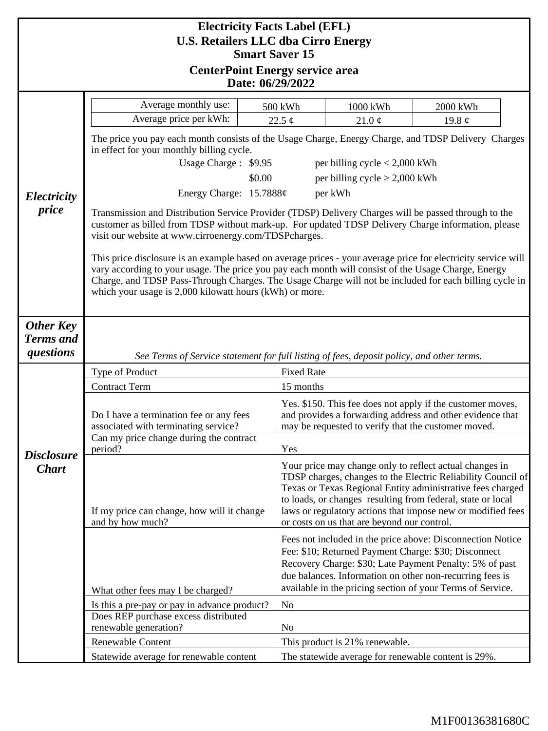# Electricity Facts Label (EFL)
## U.S. Retailers LLC dba Cirro Energy
## Smart Saver 15
## CenterPoint Energy service area
## Date: 06/29/2022

### *Electricity price*

| Average monthly use: | 500 kWh | 1000 kWh | 2000 kWh |
|---|---|---|---|
| Average price per kWh: | 22.5 ¢ | 21.0 ¢ | 19.8 ¢ |

The price you pay each month consists of the Usage Charge, Energy Charge, and TDSP Delivery Charges in effect for your monthly billing cycle.

| | | |
|---|---|---|
| Usage Charge : | $9.95 | per billing cycle < 2,000 kWh |
| | $0.00 | per billing cycle ≥ 2,000 kWh |
| Energy Charge: | 15.7888¢ | per kWh |

Transmission and Distribution Service Provider (TDSP) Delivery Charges will be passed through to the customer as billed from TDSP without mark-up. For updated TDSP Delivery Charge information, please visit our website at www.cirroenergy.com/TDSPcharges.

This price disclosure is an example based on average prices - your average price for electricity service will vary according to your usage. The price you pay each month will consist of the Usage Charge, Energy Charge, and TDSP Pass-Through Charges. The Usage Charge will not be included for each billing cycle in which your usage is 2,000 kilowatt hours (kWh) or more.

### *Other Key Terms and questions*

*See Terms of Service statement for full listing of fees, deposit policy, and other terms.*

### *Disclosure Chart*

| | |
|---|---|
| Type of Product | Fixed Rate |
| Contract Term | 15 months |
| Do I have a termination fee or any fees associated with terminating service? | Yes. $150. This fee does not apply if the customer moves, and provides a forwarding address and other evidence that may be requested to verify that the customer moved. |
| Can my price change during the contract period? | Yes |
| If my price can change, how will it change and by how much? | Your price may change only to reflect actual changes in TDSP charges, changes to the Electric Reliability Council of Texas or Texas Regional Entity administrative fees charged to loads, or changes resulting from federal, state or local laws or regulatory actions that impose new or modified fees or costs on us that are beyond our control. |
| What other fees may I be charged? | Fees not included in the price above: Disconnection Notice Fee: $10; Returned Payment Charge: $30; Disconnect Recovery Charge: $30; Late Payment Penalty: 5% of past due balances. Information on other non-recurring fees is available in the pricing section of your Terms of Service. |
| Is this a pre-pay or pay in advance product? | No |
| Does REP purchase excess distributed renewable generation? | No |
| Renewable Content | This product is 21% renewable. |
| Statewide average for renewable content | The statewide average for renewable content is 29%. |

M1F00136381680C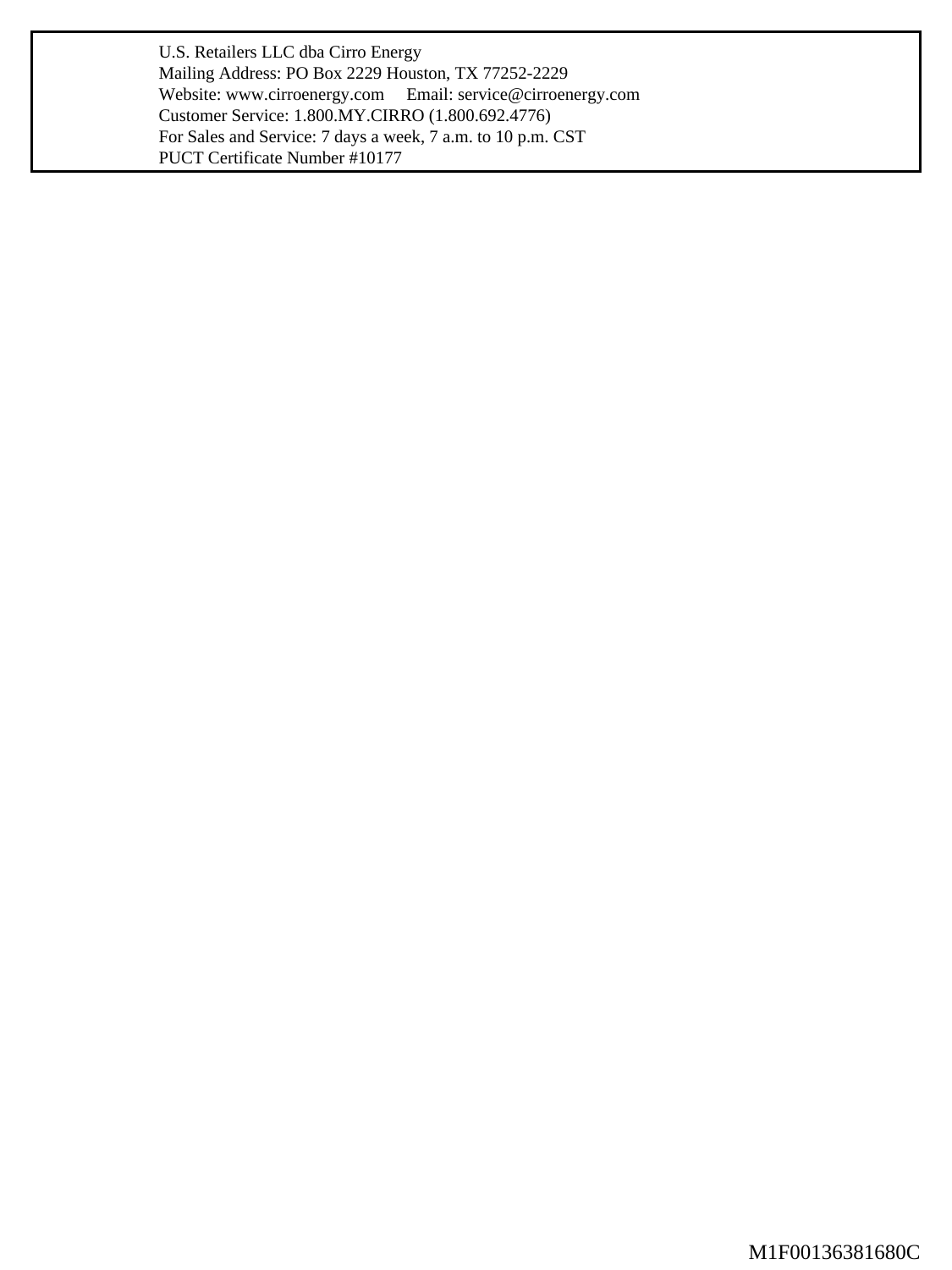U.S. Retailers LLC dba Cirro Energy
Mailing Address: PO Box 2229 Houston, TX 77252-2229
Website: www.cirroenergy.com  Email: service@cirroenergy.com
Customer Service: 1.800.MY.CIRRO (1.800.692.4776)
For Sales and Service: 7 days a week, 7 a.m. to 10 p.m. CST
PUCT Certificate Number #10177

M1F00136381680C